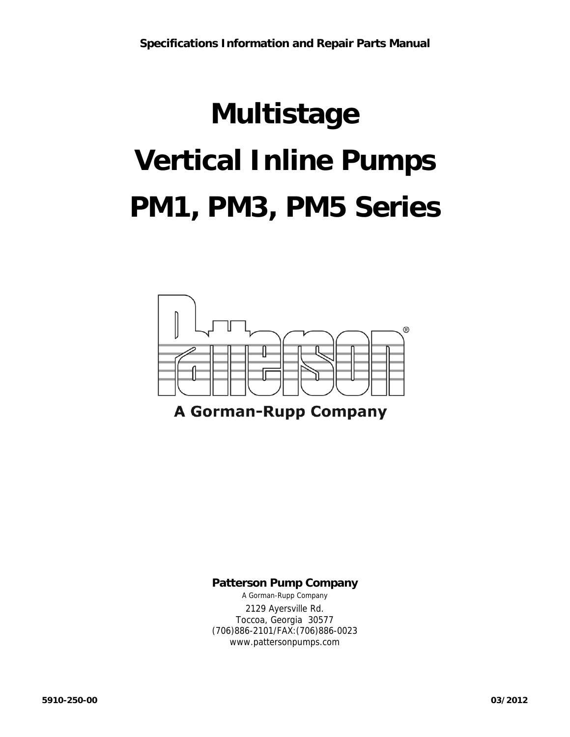**Specifications Information and Repair Parts Manual**

# Multistage
# Vertical Inline Pumps
# PM1, PM3, PM5 Series

Patterson®

**A Gorman-Rupp Company**

**Patterson Pump Company**

A Gorman-Rupp Company

2129 Ayersville Rd.
Toccoa, Georgia 30577
(706)886-2101/FAX:(706)886-0023
www.pattersonpumps.com

**5910-250-00** **03/2012**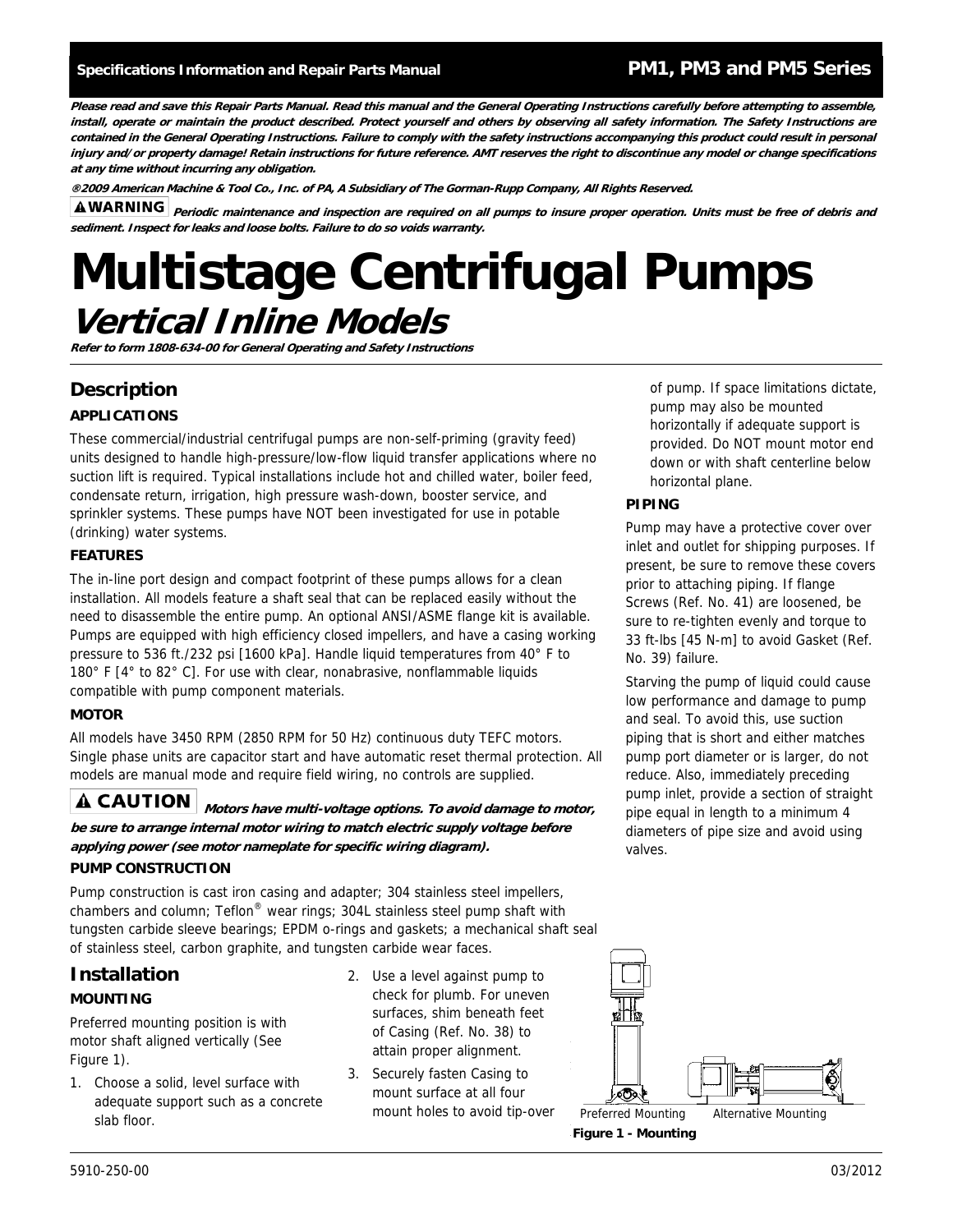**Specifications Information and Repair Parts Manual** **PM1, PM3 and PM5 Series**

***Please read and save this Repair Parts Manual. Read this manual and the General Operating Instructions carefully before attempting to assemble, install, operate or maintain the product described. Protect yourself and others by observing all safety information. The Safety Instructions are contained in the General Operating Instructions. Failure to comply with the safety instructions accompanying this product could result in personal injury and/or property damage! Retain instructions for future reference. AMT reserves the right to discontinue any model or change specifications at any time without incurring any obligation.***

***®2009 American Machine & Tool Co., Inc. of PA, A Subsidiary of The Gorman-Rupp Company, All Rights Reserved.***

**⚠WARNING** ***Periodic maintenance and inspection are required on all pumps to insure proper operation. Units must be free of debris and sediment. Inspect for leaks and loose bolts. Failure to do so voids warranty.***

# Multistage Centrifugal Pumps

## *Vertical Inline Models*

***Refer to form 1808-634-00 for General Operating and Safety Instructions***

## Description

### APPLICATIONS

These commercial/industrial centrifugal pumps are non-self-priming (gravity feed) units designed to handle high-pressure/low-flow liquid transfer applications where no suction lift is required. Typical installations include hot and chilled water, boiler feed, condensate return, irrigation, high pressure wash-down, booster service, and sprinkler systems. These pumps have NOT been investigated for use in potable (drinking) water systems.

### FEATURES

The in-line port design and compact footprint of these pumps allows for a clean installation. All models feature a shaft seal that can be replaced easily without the need to disassemble the entire pump. An optional ANSI/ASME flange kit is available. Pumps are equipped with high efficiency closed impellers, and have a casing working pressure to 536 ft./232 psi [1600 kPa]. Handle liquid temperatures from 40° F to 180° F [4° to 82° C]. For use with clear, nonabrasive, nonflammable liquids compatible with pump component materials.

### MOTOR

All models have 3450 RPM (2850 RPM for 50 Hz) continuous duty TEFC motors. Single phase units are capacitor start and have automatic reset thermal protection. All models are manual mode and require field wiring, no controls are supplied.

**⚠ CAUTION** ***Motors have multi-voltage options. To avoid damage to motor, be sure to arrange internal motor wiring to match electric supply voltage before applying power (see motor nameplate for specific wiring diagram).***

### PUMP CONSTRUCTION

Pump construction is cast iron casing and adapter; 304 stainless steel impellers, chambers and column; Teflon® wear rings; 304L stainless steel pump shaft with tungsten carbide sleeve bearings; EPDM o-rings and gaskets; a mechanical shaft seal of stainless steel, carbon graphite, and tungsten carbide wear faces.

## Installation

### MOUNTING

Preferred mounting position is with motor shaft aligned vertically (See Figure 1).

1. Choose a solid, level surface with adequate support such as a concrete slab floor.
2. Use a level against pump to check for plumb. For uneven surfaces, shim beneath feet of Casing (Ref. No. 38) to attain proper alignment.
3. Securely fasten Casing to mount surface at all four mount holes to avoid tip-over of pump. If space limitations dictate, pump may also be mounted horizontally if adequate support is provided. Do NOT mount motor end down or with shaft centerline below horizontal plane.

### PIPING

Pump may have a protective cover over inlet and outlet for shipping purposes. If present, be sure to remove these covers prior to attaching piping. If flange Screws (Ref. No. 41) are loosened, be sure to re-tighten evenly and torque to 33 ft-lbs [45 N-m] to avoid Gasket (Ref. No. 39) failure.

Starving the pump of liquid could cause low performance and damage to pump and seal. To avoid this, use suction piping that is short and either matches pump port diameter or is larger, do not reduce. Also, immediately preceding pump inlet, provide a section of straight pipe equal in length to a minimum 4 diameters of pipe size and avoid using valves.

Preferred Mounting Alternative Mounting

**Figure 1 - Mounting**

5910-250-00 03/2012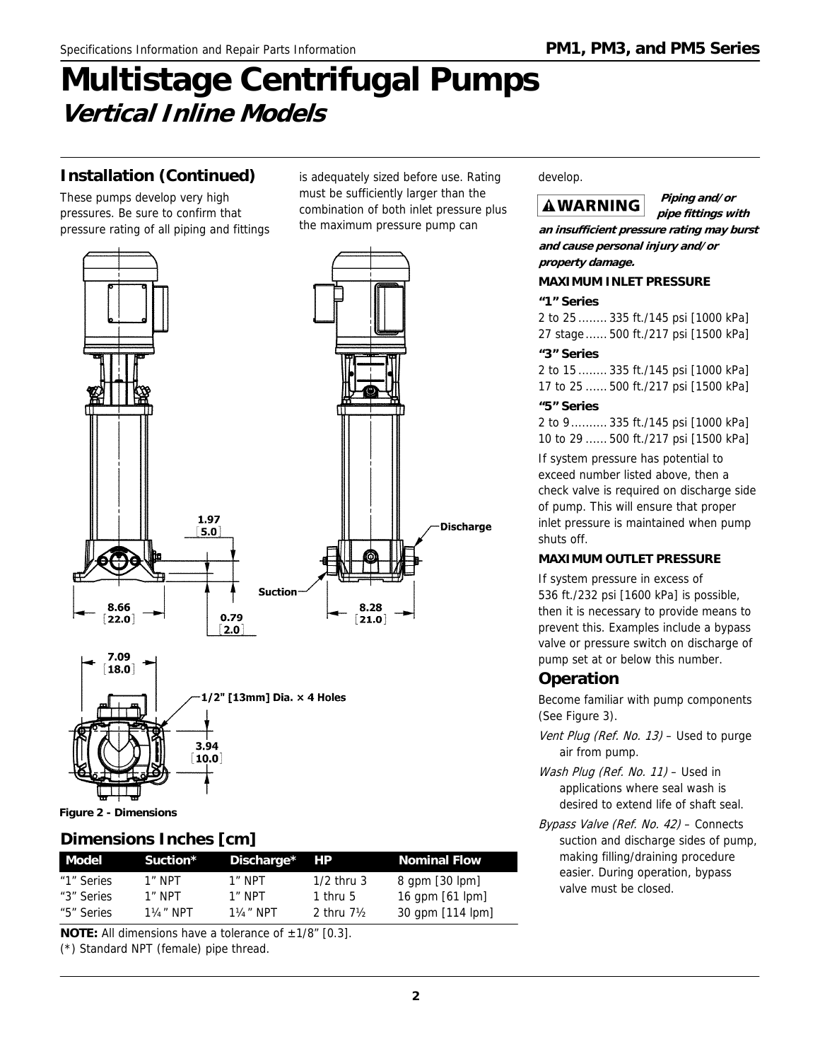# Multistage Centrifugal Pumps

## *Vertical Inline Models*

## Installation (Continued)

These pumps develop very high pressures. Be sure to confirm that pressure rating of all piping and fittings is adequately sized before use. Rating must be sufficiently larger than the combination of both inlet pressure plus the maximum pressure pump can develop.

**⚠WARNING** ***Piping and/or pipe fittings with an insufficient pressure rating may burst and cause personal injury and/or property damage.***

**MAXIMUM INLET PRESSURE**

**"1" Series**

2 to 25........ 335 ft./145 psi [1000 kPa]
27 stage...... 500 ft./217 psi [1500 kPa]

**"3" Series**

2 to 15........ 335 ft./145 psi [1000 kPa]
17 to 25...... 500 ft./217 psi [1500 kPa]

**"5" Series**

2 to 9.......... 335 ft./145 psi [1000 kPa]
10 to 29...... 500 ft./217 psi [1500 kPa]

If system pressure has potential to exceed number listed above, then a check valve is required on discharge side of pump. This will ensure that proper inlet pressure is maintained when pump shuts off.

**MAXIMUM OUTLET PRESSURE**

If system pressure in excess of 536 ft./232 psi [1600 kPa] is possible, then it is necessary to provide means to prevent this. Examples include a bypass valve or pressure switch on discharge of pump set at or below this number.

1.97 [5.0]
8.66 [22.0]
0.79 [2.0]
Suction
Discharge
8.28 [21.0]
7.09 [18.0]
1/2" [13mm] Dia. × 4 Holes
3.94 [10.0]

**Figure 2 - Dimensions**

## Dimensions Inches [cm]

| Model | Suction* | Discharge* | HP | Nominal Flow |
|---|---|---|---|---|
| "1" Series | 1" NPT | 1" NPT | 1/2 thru 3 | 8 gpm [30 lpm] |
| "3" Series | 1" NPT | 1" NPT | 1 thru 5 | 16 gpm [61 lpm] |
| "5" Series | 1¼" NPT | 1¼" NPT | 2 thru 7½ | 30 gpm [114 lpm] |

**NOTE:** All dimensions have a tolerance of ±1/8" [0.3].

(*) Standard NPT (female) pipe thread.

## Operation

Become familiar with pump components (See Figure 3).

*Vent Plug (Ref. No. 13)* – Used to purge air from pump.

*Wash Plug (Ref. No. 11)* – Used in applications where seal wash is desired to extend life of shaft seal.

*Bypass Valve (Ref. No. 42)* – Connects suction and discharge sides of pump, making filling/draining procedure easier. During operation, bypass valve must be closed.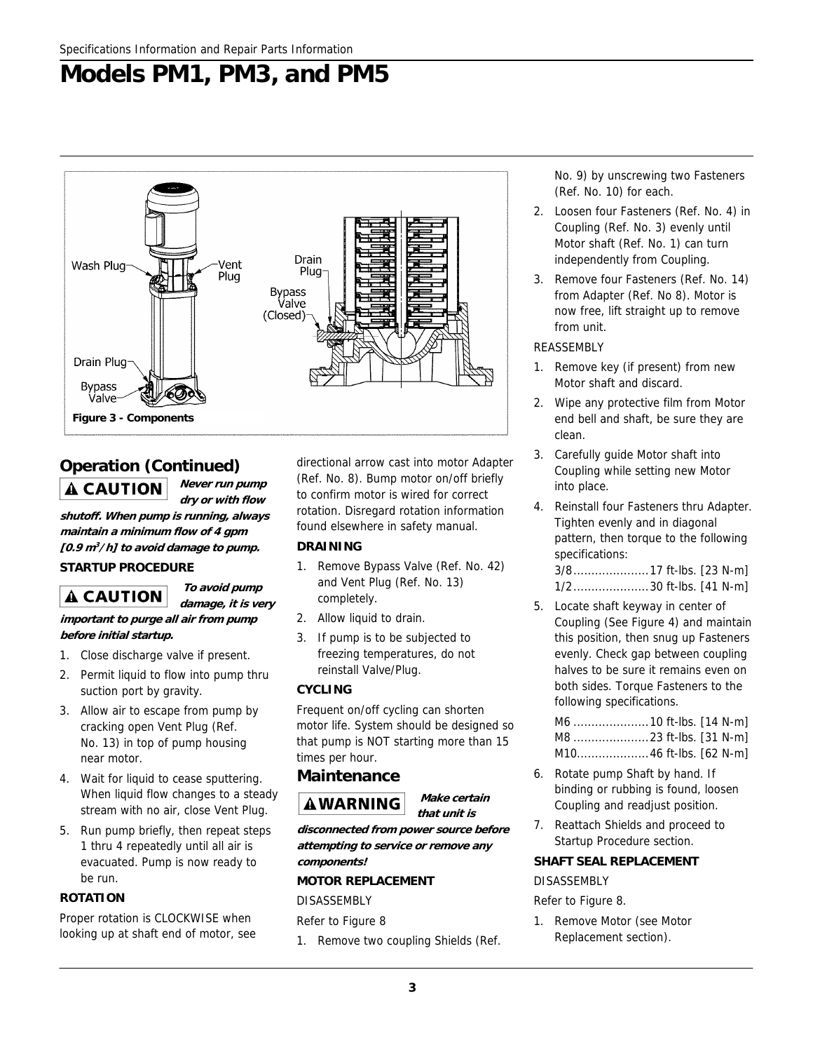# Models PM1, PM3, and PM5

Figure 3 - Components

## Operation (Continued)

**⚠ CAUTION** ***Never run pump dry or with flow shutoff. When pump is running, always maintain a minimum flow of 4 gpm [0.9 m³/h] to avoid damage to pump.***

### STARTUP PROCEDURE

**⚠ CAUTION** ***To avoid pump damage, it is very important to purge all air from pump before initial startup.***

1. Close discharge valve if present.
2. Permit liquid to flow into pump thru suction port by gravity.
3. Allow air to escape from pump by cracking open Vent Plug (Ref. No. 13) in top of pump housing near motor.
4. Wait for liquid to cease sputtering. When liquid flow changes to a steady stream with no air, close Vent Plug.
5. Run pump briefly, then repeat steps 1 thru 4 repeatedly until all air is evacuated. Pump is now ready to be run.

### ROTATION

Proper rotation is CLOCKWISE when looking up at shaft end of motor, see directional arrow cast into motor Adapter (Ref. No. 8). Bump motor on/off briefly to confirm motor is wired for correct rotation. Disregard rotation information found elsewhere in safety manual.

### DRAINING

1. Remove Bypass Valve (Ref. No. 42) and Vent Plug (Ref. No. 13) completely.
2. Allow liquid to drain.
3. If pump is to be subjected to freezing temperatures, do not reinstall Valve/Plug.

### CYCLING

Frequent on/off cycling can shorten motor life. System should be designed so that pump is NOT starting more than 15 times per hour.

## Maintenance

**⚠WARNING** ***Make certain that unit is disconnected from power source before attempting to service or remove any components!***

### MOTOR REPLACEMENT

DISASSEMBLY

Refer to Figure 8

1. Remove two coupling Shields (Ref. No. 9) by unscrewing two Fasteners (Ref. No. 10) for each.
2. Loosen four Fasteners (Ref. No. 4) in Coupling (Ref. No. 3) evenly until Motor shaft (Ref. No. 1) can turn independently from Coupling.
3. Remove four Fasteners (Ref. No. 14) from Adapter (Ref. No 8). Motor is now free, lift straight up to remove from unit.

REASSEMBLY

1. Remove key (if present) from new Motor shaft and discard.
2. Wipe any protective film from Motor end bell and shaft, be sure they are clean.
3. Carefully guide Motor shaft into Coupling while setting new Motor into place.
4. Reinstall four Fasteners thru Adapter. Tighten evenly and in diagonal pattern, then torque to the following specifications:

   3/8.....................17 ft-lbs. [23 N-m]
   1/2.....................30 ft-lbs. [41 N-m]

5. Locate shaft keyway in center of Coupling (See Figure 4) and maintain this position, then snug up Fasteners evenly. Check gap between coupling halves to be sure it remains even on both sides. Torque Fasteners to the following specifications.

   M6 .....................10 ft-lbs. [14 N-m]
   M8 .....................23 ft-lbs. [31 N-m]
   M10....................46 ft-lbs. [62 N-m]

6. Rotate pump Shaft by hand. If binding or rubbing is found, loosen Coupling and readjust position.
7. Reattach Shields and proceed to Startup Procedure section.

### SHAFT SEAL REPLACEMENT

DISASSEMBLY

Refer to Figure 8.

1. Remove Motor (see Motor Replacement section).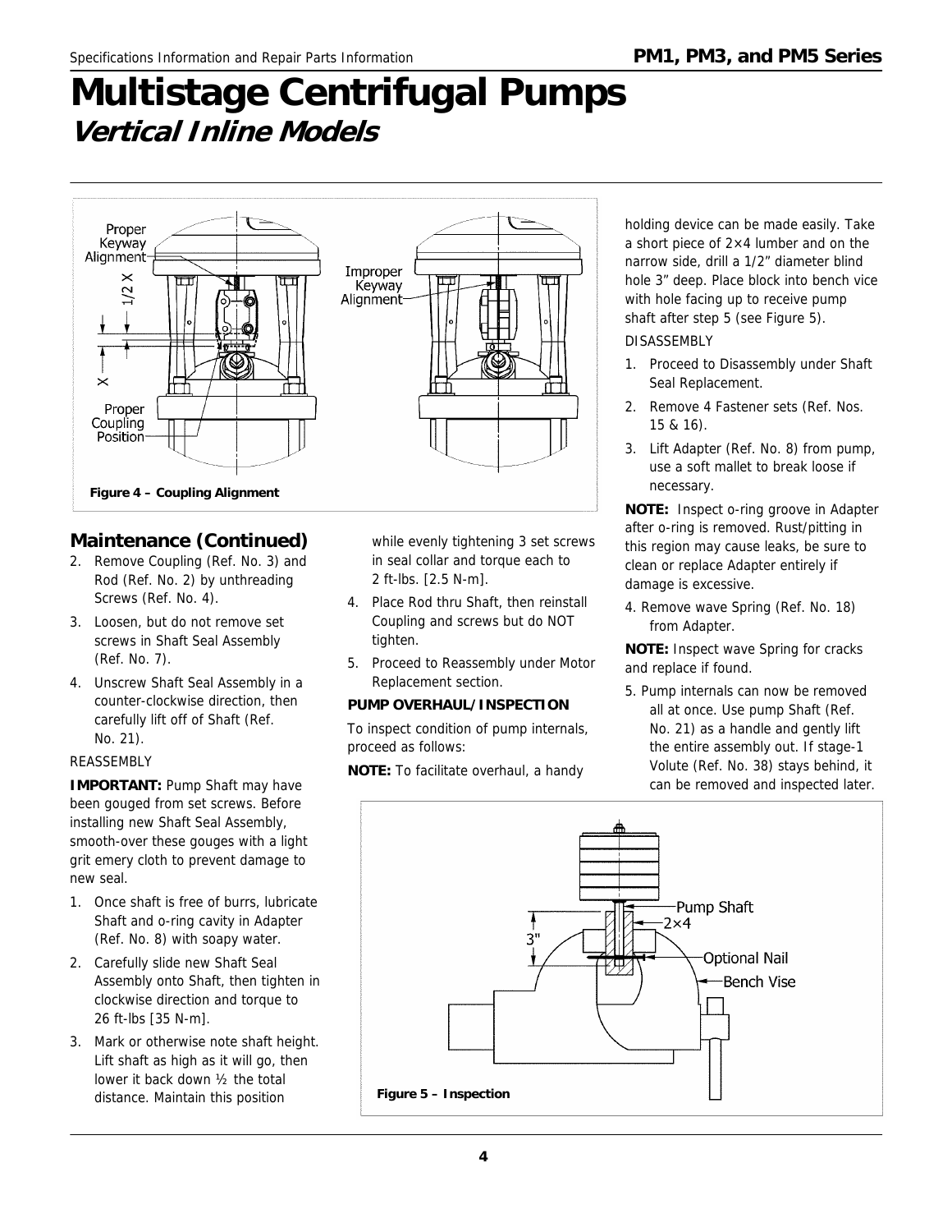# Multistage Centrifugal Pumps

## *Vertical Inline Models*

Figure 4 – Coupling Alignment

## Maintenance (Continued)

2. Remove Coupling (Ref. No. 3) and Rod (Ref. No. 2) by unthreading Screws (Ref. No. 4).
3. Loosen, but do not remove set screws in Shaft Seal Assembly (Ref. No. 7).
4. Unscrew Shaft Seal Assembly in a counter-clockwise direction, then carefully lift off of Shaft (Ref. No. 21).

REASSEMBLY

**IMPORTANT:** Pump Shaft may have been gouged from set screws. Before installing new Shaft Seal Assembly, smooth-over these gouges with a light grit emery cloth to prevent damage to new seal.

1. Once shaft is free of burrs, lubricate Shaft and o-ring cavity in Adapter (Ref. No. 8) with soapy water.
2. Carefully slide new Shaft Seal Assembly onto Shaft, then tighten in clockwise direction and torque to 26 ft-lbs [35 N-m].
3. Mark or otherwise note shaft height. Lift shaft as high as it will go, then lower it back down ½ the total distance. Maintain this position while evenly tightening 3 set screws in seal collar and torque each to 2 ft-lbs. [2.5 N-m].
4. Place Rod thru Shaft, then reinstall Coupling and screws but do NOT tighten.
5. Proceed to Reassembly under Motor Replacement section.

**PUMP OVERHAUL/INSPECTION**

To inspect condition of pump internals, proceed as follows:

**NOTE:** To facilitate overhaul, a handy holding device can be made easily. Take a short piece of 2×4 lumber and on the narrow side, drill a 1/2" diameter blind hole 3" deep. Place block into bench vice with hole facing up to receive pump shaft after step 5 (see Figure 5).

DISASSEMBLY

1. Proceed to Disassembly under Shaft Seal Replacement.
2. Remove 4 Fastener sets (Ref. Nos. 15 & 16).
3. Lift Adapter (Ref. No. 8) from pump, use a soft mallet to break loose if necessary.

**NOTE:** Inspect o-ring groove in Adapter after o-ring is removed. Rust/pitting in this region may cause leaks, be sure to clean or replace Adapter entirely if damage is excessive.

4. Remove wave Spring (Ref. No. 18) from Adapter.

**NOTE:** Inspect wave Spring for cracks and replace if found.

5. Pump internals can now be removed all at once. Use pump Shaft (Ref. No. 21) as a handle and gently lift the entire assembly out. If stage-1 Volute (Ref. No. 38) stays behind, it can be removed and inspected later.

Figure 5 – Inspection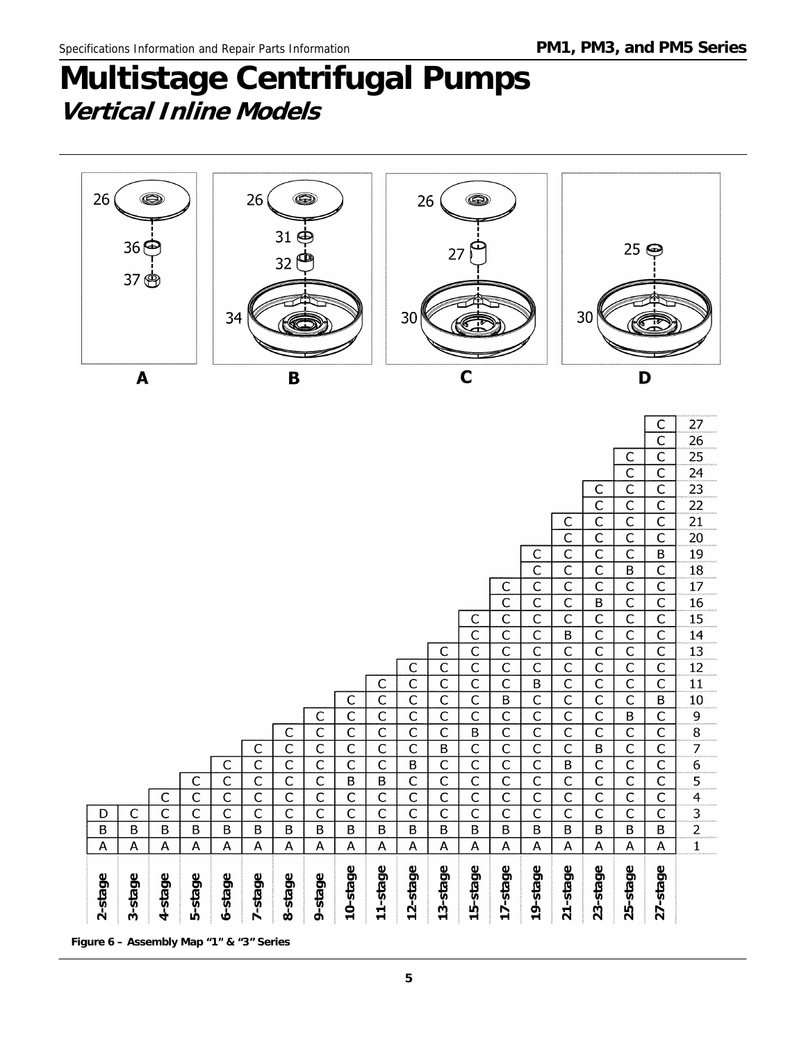# Multistage Centrifugal Pumps

## *Vertical Inline Models*

A B C D

| Position | 2-stage | 3-stage | 4-stage | 5-stage | 6-stage | 7-stage | 8-stage | 9-stage | 10-stage | 11-stage | 12-stage | 13-stage | 15-stage | 17-stage | 19-stage | 21-stage | 23-stage | 25-stage | 27-stage |
|---|---|---|---|---|---|---|---|---|---|---|---|---|---|---|---|---|---|---|---|
| 27 | | | | | | | | | | | | | | | | | | | C |
| 26 | | | | | | | | | | | | | | | | | | | C |
| 25 | | | | | | | | | | | | | | | | | | C | C |
| 24 | | | | | | | | | | | | | | | | | | C | C |
| 23 | | | | | | | | | | | | | | | | | C | C | C |
| 22 | | | | | | | | | | | | | | | | | C | C | C |
| 21 | | | | | | | | | | | | | | | | C | C | C | C |
| 20 | | | | | | | | | | | | | | | | C | C | C | C |
| 19 | | | | | | | | | | | | | | | C | C | C | C | B |
| 18 | | | | | | | | | | | | | | | C | C | C | B | C |
| 17 | | | | | | | | | | | | | | C | C | C | C | C | C |
| 16 | | | | | | | | | | | | | | C | C | C | B | C | C |
| 15 | | | | | | | | | | | | | C | C | C | C | C | C | C |
| 14 | | | | | | | | | | | | | C | C | C | B | C | C | C |
| 13 | | | | | | | | | | | | C | C | C | C | C | C | C | C |
| 12 | | | | | | | | | | | C | C | C | C | C | C | C | C | C |
| 11 | | | | | | | | | | C | C | C | C | C | B | C | C | C | C |
| 10 | | | | | | | | | C | C | C | C | C | B | C | C | C | C | B |
| 9 | | | | | | | | C | C | C | C | C | C | C | C | C | C | B | C |
| 8 | | | | | | | C | C | C | C | C | C | B | C | C | C | C | C | C |
| 7 | | | | | | C | C | C | C | C | C | B | C | C | C | C | B | C | C |
| 6 | | | | | C | C | C | C | C | C | B | C | C | C | C | B | C | C | C |
| 5 | | | | C | C | C | C | C | B | B | C | C | C | C | C | C | C | C | C |
| 4 | | | C | C | C | C | C | C | C | C | C | C | C | C | C | C | C | C | C |
| 3 | D | C | C | C | C | C | C | C | C | C | C | C | C | C | C | C | C | C | C |
| 2 | B | B | B | B | B | B | B | B | B | B | B | B | B | B | B | B | B | B | B |
| 1 | A | A | A | A | A | A | A | A | A | A | A | A | A | A | A | A | A | A | A |

**Figure 6 – Assembly Map "1" & "3" Series**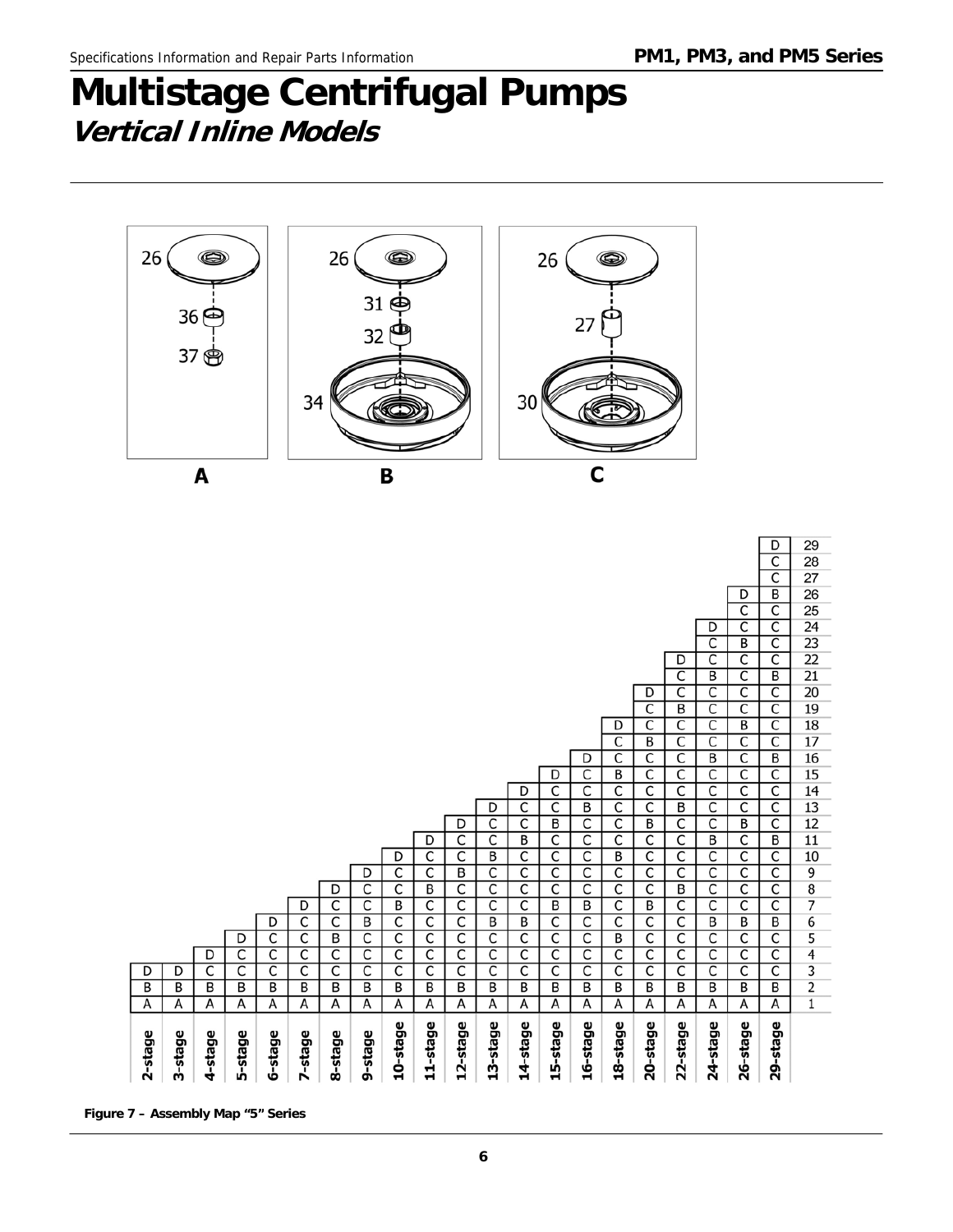# Multistage Centrifugal Pumps

## *Vertical Inline Models*

A: 26, 36, 37

B: 26, 31, 32, 34

C: 26, 27, 30

| 2-stage | 3-stage | 4-stage | 5-stage | 6-stage | 7-stage | 8-stage | 9-stage | 10-stage | 11-stage | 12-stage | 13-stage | 14-stage | 15-stage | 16-stage | 18-stage | 20-stage | 22-stage | 24-stage | 26-stage | 29-stage | |
|---|---|---|---|---|---|---|---|---|---|---|---|---|---|---|---|---|---|---|---|---|---|
| | | | | | | | | | | | | | | | | | | | | D | 29 |
| | | | | | | | | | | | | | | | | | | | | C | 28 |
| | | | | | | | | | | | | | | | | | | | | C | 27 |
| | | | | | | | | | | | | | | | | | | | D | B | 26 |
| | | | | | | | | | | | | | | | | | | | C | C | 25 |
| | | | | | | | | | | | | | | | | | | D | C | C | 24 |
| | | | | | | | | | | | | | | | | | | C | B | C | 23 |
| | | | | | | | | | | | | | | | | | D | C | C | C | 22 |
| | | | | | | | | | | | | | | | | | C | B | C | B | 21 |
| | | | | | | | | | | | | | | | | D | C | C | C | C | 20 |
| | | | | | | | | | | | | | | | | C | B | C | C | C | 19 |
| | | | | | | | | | | | | | | | D | C | C | C | B | C | 18 |
| | | | | | | | | | | | | | | | C | B | C | C | C | C | 17 |
| | | | | | | | | | | | | | | D | C | C | C | B | C | B | 16 |
| | | | | | | | | | | | | | D | C | B | C | C | C | C | C | 15 |
| | | | | | | | | | | | | D | C | C | C | C | C | C | C | C | 14 |
| | | | | | | | | | | | D | C | C | B | C | C | B | C | C | C | 13 |
| | | | | | | | | | | D | C | C | B | C | C | B | C | C | B | C | 12 |
| | | | | | | | | | D | C | C | B | C | C | C | C | C | B | C | B | 11 |
| | | | | | | | | D | C | C | B | C | C | C | B | C | C | C | C | C | 10 |
| | | | | | | | D | C | C | B | C | C | C | C | C | C | C | C | C | C | 9 |
| | | | | | | D | C | C | B | C | C | C | C | C | C | C | B | C | C | C | 8 |
| | | | | | D | C | C | B | C | C | C | C | B | B | C | B | C | C | C | C | 7 |
| | | | | D | C | C | B | C | C | C | B | B | C | C | C | C | C | B | B | B | 6 |
| | | | D | C | C | B | C | C | C | C | C | C | C | C | B | C | C | C | C | C | 5 |
| | | D | C | C | C | C | C | C | C | C | C | C | C | C | C | C | C | C | C | C | 4 |
| D | D | C | C | C | C | C | C | C | C | C | C | C | C | C | C | C | C | C | C | C | 3 |
| B | B | B | B | B | B | B | B | B | B | B | B | B | B | B | B | B | B | B | B | B | 2 |
| A | A | A | A | A | A | A | A | A | A | A | A | A | A | A | A | A | A | A | A | A | 1 |

**Figure 7 – Assembly Map "5" Series**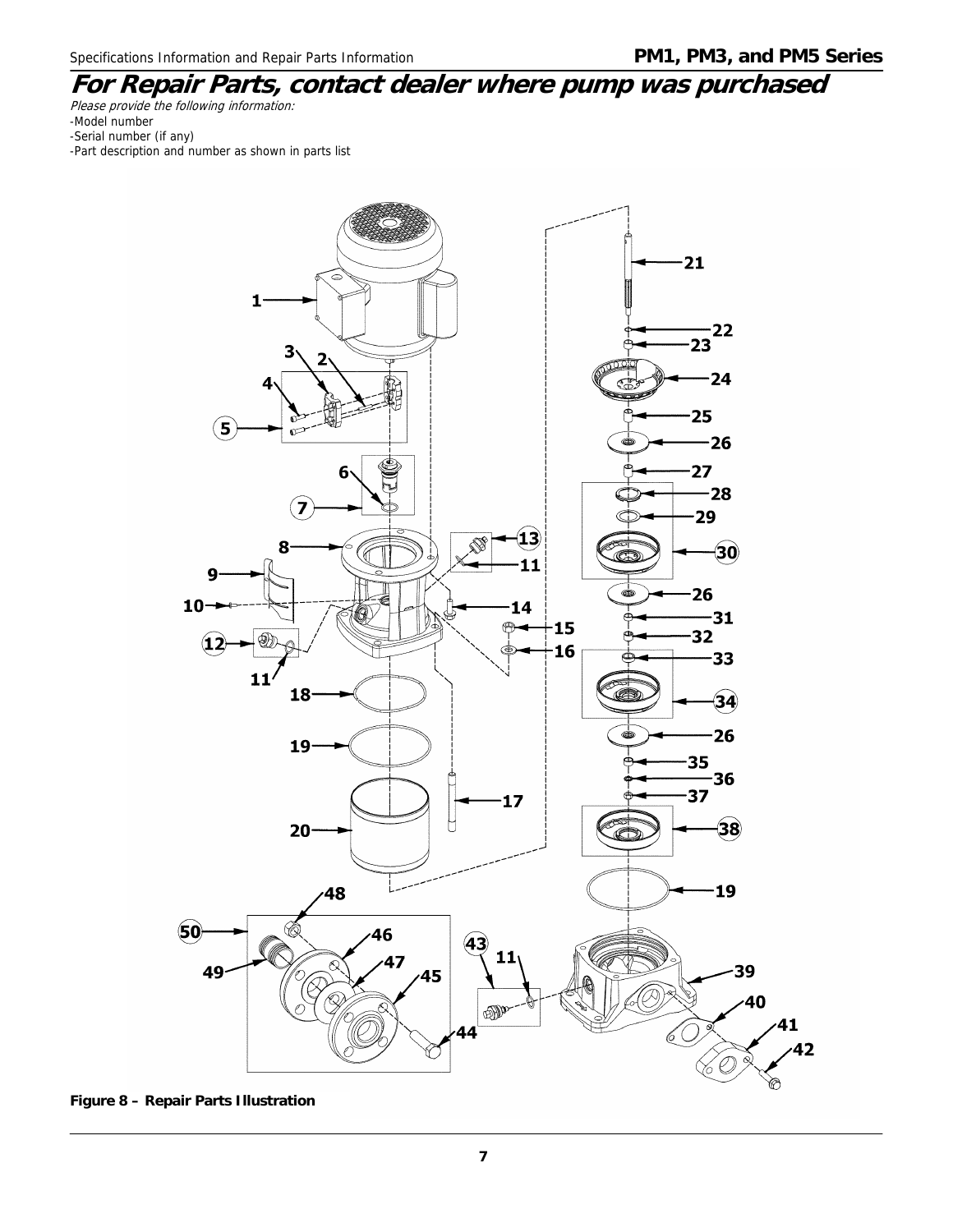# For Repair Parts, contact dealer where pump was purchased

*Please provide the following information:*

-Model number

-Serial number (if any)

-Part description and number as shown in parts list

**Figure 8 – Repair Parts Illustration**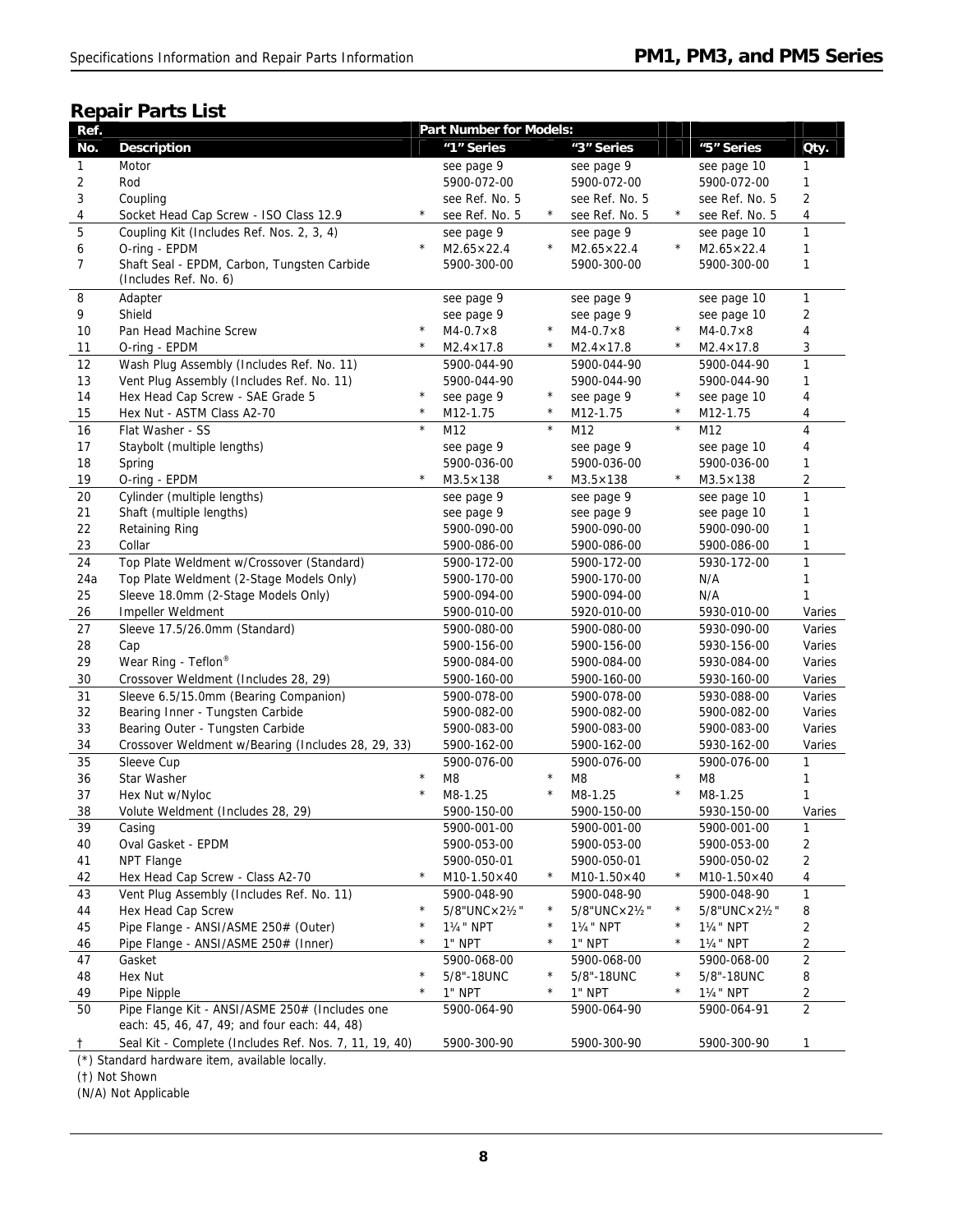## Repair Parts List

| Ref. No. | Description | | Part Number for Models: "1" Series | | "3" Series | | "5" Series | Qty. |
|---|---|---|---|---|---|---|---|---|
| 1 | Motor | | see page 9 | | see page 9 | | see page 10 | 1 |
| 2 | Rod | | 5900-072-00 | | 5900-072-00 | | 5900-072-00 | 1 |
| 3 | Coupling | | see Ref. No. 5 | | see Ref. No. 5 | | see Ref. No. 5 | 2 |
| 4 | Socket Head Cap Screw - ISO Class 12.9 | * | see Ref. No. 5 | * | see Ref. No. 5 | * | see Ref. No. 5 | 4 |
| 5 | Coupling Kit (Includes Ref. Nos. 2, 3, 4) | | see page 9 | | see page 9 | | see page 10 | 1 |
| 6 | O-ring - EPDM | * | M2.65×22.4 | * | M2.65×22.4 | * | M2.65×22.4 | 1 |
| 7 | Shaft Seal - EPDM, Carbon, Tungsten Carbide (Includes Ref. No. 6) | | 5900-300-00 | | 5900-300-00 | | 5900-300-00 | 1 |
| 8 | Adapter | | see page 9 | | see page 9 | | see page 10 | 1 |
| 9 | Shield | | see page 9 | | see page 9 | | see page 10 | 2 |
| 10 | Pan Head Machine Screw | * | M4-0.7×8 | * | M4-0.7×8 | * | M4-0.7×8 | 4 |
| 11 | O-ring - EPDM | * | M2.4×17.8 | * | M2.4×17.8 | * | M2.4×17.8 | 3 |
| 12 | Wash Plug Assembly (Includes Ref. No. 11) | | 5900-044-90 | | 5900-044-90 | | 5900-044-90 | 1 |
| 13 | Vent Plug Assembly (Includes Ref. No. 11) | | 5900-044-90 | | 5900-044-90 | | 5900-044-90 | 1 |
| 14 | Hex Head Cap Screw - SAE Grade 5 | * | see page 9 | * | see page 9 | * | see page 10 | 4 |
| 15 | Hex Nut - ASTM Class A2-70 | * | M12-1.75 | * | M12-1.75 | * | M12-1.75 | 4 |
| 16 | Flat Washer - SS | * | M12 | * | M12 | * | M12 | 4 |
| 17 | Staybolt (multiple lengths) | | see page 9 | | see page 9 | | see page 10 | 4 |
| 18 | Spring | | 5900-036-00 | | 5900-036-00 | | 5900-036-00 | 1 |
| 19 | O-ring - EPDM | * | M3.5×138 | * | M3.5×138 | * | M3.5×138 | 2 |
| 20 | Cylinder (multiple lengths) | | see page 9 | | see page 9 | | see page 10 | 1 |
| 21 | Shaft (multiple lengths) | | see page 9 | | see page 9 | | see page 10 | 1 |
| 22 | Retaining Ring | | 5900-090-00 | | 5900-090-00 | | 5900-090-00 | 1 |
| 23 | Collar | | 5900-086-00 | | 5900-086-00 | | 5900-086-00 | 1 |
| 24 | Top Plate Weldment w/Crossover (Standard) | | 5900-172-00 | | 5900-172-00 | | 5930-172-00 | 1 |
| 24a | Top Plate Weldment (2-Stage Models Only) | | 5900-170-00 | | 5900-170-00 | | N/A | 1 |
| 25 | Sleeve 18.0mm (2-Stage Models Only) | | 5900-094-00 | | 5900-094-00 | | N/A | 1 |
| 26 | Impeller Weldment | | 5900-010-00 | | 5920-010-00 | | 5930-010-00 | Varies |
| 27 | Sleeve 17.5/26.0mm (Standard) | | 5900-080-00 | | 5900-080-00 | | 5930-090-00 | Varies |
| 28 | Cap | | 5900-156-00 | | 5900-156-00 | | 5930-156-00 | Varies |
| 29 | Wear Ring - Teflon® | | 5900-084-00 | | 5900-084-00 | | 5930-084-00 | Varies |
| 30 | Crossover Weldment (Includes 28, 29) | | 5900-160-00 | | 5900-160-00 | | 5930-160-00 | Varies |
| 31 | Sleeve 6.5/15.0mm (Bearing Companion) | | 5900-078-00 | | 5900-078-00 | | 5930-088-00 | Varies |
| 32 | Bearing Inner - Tungsten Carbide | | 5900-082-00 | | 5900-082-00 | | 5900-082-00 | Varies |
| 33 | Bearing Outer - Tungsten Carbide | | 5900-083-00 | | 5900-083-00 | | 5900-083-00 | Varies |
| 34 | Crossover Weldment w/Bearing (Includes 28, 29, 33) | | 5900-162-00 | | 5900-162-00 | | 5930-162-00 | Varies |
| 35 | Sleeve Cup | | 5900-076-00 | | 5900-076-00 | | 5900-076-00 | 1 |
| 36 | Star Washer | * | M8 | * | M8 | * | M8 | 1 |
| 37 | Hex Nut w/Nyloc | * | M8-1.25 | * | M8-1.25 | * | M8-1.25 | 1 |
| 38 | Volute Weldment (Includes 28, 29) | | 5900-150-00 | | 5900-150-00 | | 5930-150-00 | Varies |
| 39 | Casing | | 5900-001-00 | | 5900-001-00 | | 5900-001-00 | 1 |
| 40 | Oval Gasket - EPDM | | 5900-053-00 | | 5900-053-00 | | 5900-053-00 | 2 |
| 41 | NPT Flange | | 5900-050-01 | | 5900-050-01 | | 5900-050-02 | 2 |
| 42 | Hex Head Cap Screw - Class A2-70 | * | M10-1.50×40 | * | M10-1.50×40 | * | M10-1.50×40 | 4 |
| 43 | Vent Plug Assembly (Includes Ref. No. 11) | | 5900-048-90 | | 5900-048-90 | | 5900-048-90 | 1 |
| 44 | Hex Head Cap Screw | * | 5/8"UNC×2½" | * | 5/8"UNC×2½" | * | 5/8"UNC×2½" | 8 |
| 45 | Pipe Flange - ANSI/ASME 250# (Outer) | * | 1¼" NPT | * | 1¼" NPT | * | 1¼" NPT | 2 |
| 46 | Pipe Flange - ANSI/ASME 250# (Inner) | * | 1" NPT | * | 1" NPT | * | 1¼" NPT | 2 |
| 47 | Gasket | | 5900-068-00 | | 5900-068-00 | | 5900-068-00 | 2 |
| 48 | Hex Nut | * | 5/8"-18UNC | * | 5/8"-18UNC | * | 5/8"-18UNC | 8 |
| 49 | Pipe Nipple | * | 1" NPT | * | 1" NPT | * | 1¼" NPT | 2 |
| 50 | Pipe Flange Kit - ANSI/ASME 250# (Includes one each: 45, 46, 47, 49; and four each: 44, 48) | | 5900-064-90 | | 5900-064-90 | | 5900-064-91 | 2 |
| † | Seal Kit - Complete (Includes Ref. Nos. 7, 11, 19, 40) | | 5900-300-90 | | 5900-300-90 | | 5900-300-90 | 1 |

(*) Standard hardware item, available locally.

(†) Not Shown

(N/A) Not Applicable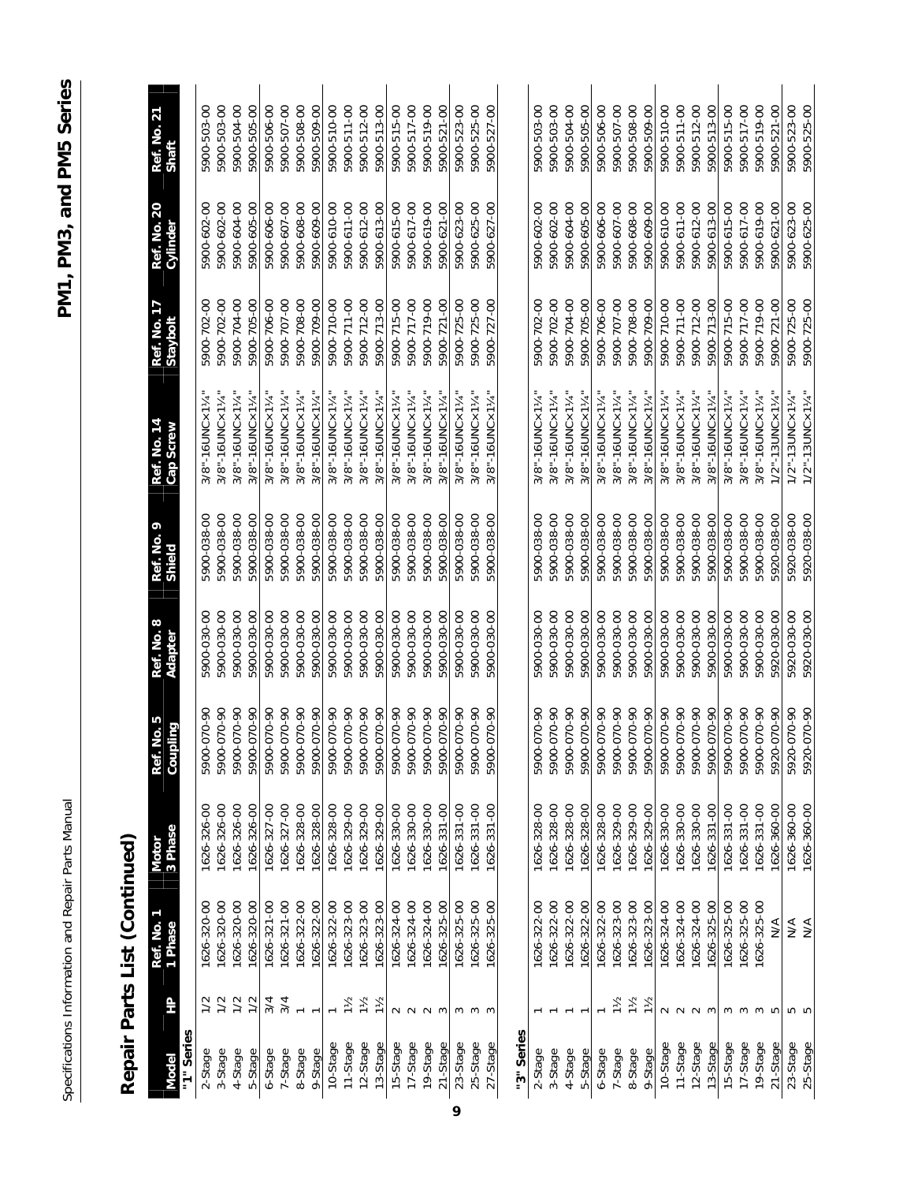## Repair Parts List (Continued)

| Model | HP | Ref. No. 1 1 Phase | Motor 3 Phase | Ref. No. 5 Coupling | Ref. No. 8 Adapter | Ref. No. 9 Shield | Ref. No. 14 Cap Screw | Ref. No. 17 Staybolt | Ref. No. 20 Cylinder | Ref. No. 21 Shaft |
|---|---|---|---|---|---|---|---|---|---|---|
| **"1" Series** | | | | | | | | | | |
| 2-Stage | 1/2 | 1626-320-00 | 1626-326-00 | 5900-070-90 | 5900-030-00 | 5900-038-00 | 3/8"-16UNC×1¼" | 5900-702-00 | 5900-602-00 | 5900-503-00 |
| 3-Stage | 1/2 | 1626-320-00 | 1626-326-00 | 5900-070-90 | 5900-030-00 | 5900-038-00 | 3/8"-16UNC×1¼" | 5900-702-00 | 5900-602-00 | 5900-503-00 |
| 4-Stage | 1/2 | 1626-320-00 | 1626-326-00 | 5900-070-90 | 5900-030-00 | 5900-038-00 | 3/8"-16UNC×1¼" | 5900-704-00 | 5900-604-00 | 5900-504-00 |
| 5-Stage | 1/2 | 1626-320-00 | 1626-326-00 | 5900-070-90 | 5900-030-00 | 5900-038-00 | 3/8"-16UNC×1¼" | 5900-705-00 | 5900-605-00 | 5900-505-00 |
| 6-Stage | 3/4 | 1626-321-00 | 1626-327-00 | 5900-070-90 | 5900-030-00 | 5900-038-00 | 3/8"-16UNC×1¼" | 5900-706-00 | 5900-606-00 | 5900-506-00 |
| 7-Stage | 3/4 | 1626-321-00 | 1626-327-00 | 5900-070-90 | 5900-030-00 | 5900-038-00 | 3/8"-16UNC×1¼" | 5900-707-00 | 5900-607-00 | 5900-507-00 |
| 8-Stage | 1 | 1626-322-00 | 1626-328-00 | 5900-070-90 | 5900-030-00 | 5900-038-00 | 3/8"-16UNC×1¼" | 5900-708-00 | 5900-608-00 | 5900-508-00 |
| 9-Stage | 1 | 1626-322-00 | 1626-328-00 | 5900-070-90 | 5900-030-00 | 5900-038-00 | 3/8"-16UNC×1¼" | 5900-709-00 | 5900-609-00 | 5900-509-00 |
| 10-Stage | 1 | 1626-322-00 | 1626-328-00 | 5900-070-90 | 5900-030-00 | 5900-038-00 | 3/8"-16UNC×1¼" | 5900-710-00 | 5900-610-00 | 5900-510-00 |
| 11-Stage | 1½ | 1626-323-00 | 1626-329-00 | 5900-070-90 | 5900-030-00 | 5900-038-00 | 3/8"-16UNC×1¼" | 5900-711-00 | 5900-611-00 | 5900-511-00 |
| 12-Stage | 1½ | 1626-323-00 | 1626-329-00 | 5900-070-90 | 5900-030-00 | 5900-038-00 | 3/8"-16UNC×1¼" | 5900-712-00 | 5900-612-00 | 5900-512-00 |
| 13-Stage | 1½ | 1626-323-00 | 1626-329-00 | 5900-070-90 | 5900-030-00 | 5900-038-00 | 3/8"-16UNC×1¼" | 5900-713-00 | 5900-613-00 | 5900-513-00 |
| 15-Stage | 2 | 1626-324-00 | 1626-330-00 | 5900-070-90 | 5900-030-00 | 5900-038-00 | 3/8"-16UNC×1¼" | 5900-715-00 | 5900-615-00 | 5900-515-00 |
| 17-Stage | 2 | 1626-324-00 | 1626-330-00 | 5900-070-90 | 5900-030-00 | 5900-038-00 | 3/8"-16UNC×1¼" | 5900-717-00 | 5900-617-00 | 5900-517-00 |
| 19-Stage | 2 | 1626-324-00 | 1626-330-00 | 5900-070-90 | 5900-030-00 | 5900-038-00 | 3/8"-16UNC×1¼" | 5900-719-00 | 5900-619-00 | 5900-519-00 |
| 21-Stage | 3 | 1626-325-00 | 1626-331-00 | 5900-070-90 | 5900-030-00 | 5900-038-00 | 3/8"-16UNC×1¼" | 5900-721-00 | 5900-621-00 | 5900-521-00 |
| 23-Stage | 3 | 1626-325-00 | 1626-331-00 | 5900-070-90 | 5900-030-00 | 5900-038-00 | 3/8"-16UNC×1¼" | 5900-725-00 | 5900-623-00 | 5900-523-00 |
| 25-Stage | 3 | 1626-325-00 | 1626-331-00 | 5900-070-90 | 5900-030-00 | 5900-038-00 | 3/8"-16UNC×1¼" | 5900-725-00 | 5900-625-00 | 5900-525-00 |
| 27-Stage | 3 | 1626-325-00 | 1626-331-00 | 5900-070-90 | 5900-030-00 | 5900-038-00 | 3/8"-16UNC×1¼" | 5900-727-00 | 5900-627-00 | 5900-527-00 |
| **"3" Series** | | | | | | | | | | |
| 2-Stage | 1 | 1626-322-00 | 1626-328-00 | 5900-070-90 | 5900-030-00 | 5900-038-00 | 3/8"-16UNC×1¼" | 5900-702-00 | 5900-602-00 | 5900-503-00 |
| 3-Stage | 1 | 1626-322-00 | 1626-328-00 | 5900-070-90 | 5900-030-00 | 5900-038-00 | 3/8"-16UNC×1¼" | 5900-702-00 | 5900-602-00 | 5900-503-00 |
| 4-Stage | 1 | 1626-322-00 | 1626-328-00 | 5900-070-90 | 5900-030-00 | 5900-038-00 | 3/8"-16UNC×1¼" | 5900-704-00 | 5900-604-00 | 5900-504-00 |
| 5-Stage | 1 | 1626-322-00 | 1626-328-00 | 5900-070-90 | 5900-030-00 | 5900-038-00 | 3/8"-16UNC×1¼" | 5900-705-00 | 5900-605-00 | 5900-505-00 |
| 6-Stage | 1 | 1626-322-00 | 1626-328-00 | 5900-070-90 | 5900-030-00 | 5900-038-00 | 3/8"-16UNC×1¼" | 5900-706-00 | 5900-606-00 | 5900-506-00 |
| 7-Stage | 1½ | 1626-323-00 | 1626-329-00 | 5900-070-90 | 5900-030-00 | 5900-038-00 | 3/8"-16UNC×1¼" | 5900-707-00 | 5900-607-00 | 5900-507-00 |
| 8-Stage | 1½ | 1626-323-00 | 1626-329-00 | 5900-070-90 | 5900-030-00 | 5900-038-00 | 3/8"-16UNC×1¼" | 5900-708-00 | 5900-608-00 | 5900-508-00 |
| 9-Stage | 1½ | 1626-323-00 | 1626-329-00 | 5900-070-90 | 5900-030-00 | 5900-038-00 | 3/8"-16UNC×1¼" | 5900-709-00 | 5900-609-00 | 5900-509-00 |
| 10-Stage | 2 | 1626-324-00 | 1626-330-00 | 5900-070-90 | 5900-030-00 | 5900-038-00 | 3/8"-16UNC×1¼" | 5900-710-00 | 5900-610-00 | 5900-510-00 |
| 11-Stage | 2 | 1626-324-00 | 1626-330-00 | 5900-070-90 | 5900-030-00 | 5900-038-00 | 3/8"-16UNC×1¼" | 5900-711-00 | 5900-611-00 | 5900-511-00 |
| 12-Stage | 2 | 1626-324-00 | 1626-330-00 | 5900-070-90 | 5900-030-00 | 5900-038-00 | 3/8"-16UNC×1¼" | 5900-712-00 | 5900-612-00 | 5900-512-00 |
| 13-Stage | 3 | 1626-325-00 | 1626-331-00 | 5900-070-90 | 5900-030-00 | 5900-038-00 | 3/8"-16UNC×1¼" | 5900-713-00 | 5900-613-00 | 5900-513-00 |
| 15-Stage | 3 | 1626-325-00 | 1626-331-00 | 5900-070-90 | 5900-030-00 | 5900-038-00 | 3/8"-16UNC×1¼" | 5900-715-00 | 5900-615-00 | 5900-515-00 |
| 17-Stage | 3 | 1626-325-00 | 1626-331-00 | 5900-070-90 | 5900-030-00 | 5900-038-00 | 3/8"-16UNC×1¼" | 5900-717-00 | 5900-617-00 | 5900-517-00 |
| 19-Stage | 3 | 1626-325-00 | 1626-331-00 | 5900-070-90 | 5900-030-00 | 5900-038-00 | 3/8"-16UNC×1¼" | 5900-719-00 | 5900-619-00 | 5900-519-00 |
| 21-Stage | 5 | N/A | 1626-360-00 | 5920-070-90 | 5920-030-00 | 5920-038-00 | 1/2"-13UNC×1¼" | 5900-721-00 | 5900-621-00 | 5900-521-00 |
| 23-Stage | 5 | N/A | 1626-360-00 | 5920-070-90 | 5920-030-00 | 5920-038-00 | 1/2"-13UNC×1¼" | 5900-725-00 | 5900-623-00 | 5900-523-00 |
| 25-Stage | 5 | N/A | 1626-360-00 | 5920-070-90 | 5920-030-00 | 5920-038-00 | 1/2"-13UNC×1¼" | 5900-725-00 | 5900-625-00 | 5900-525-00 |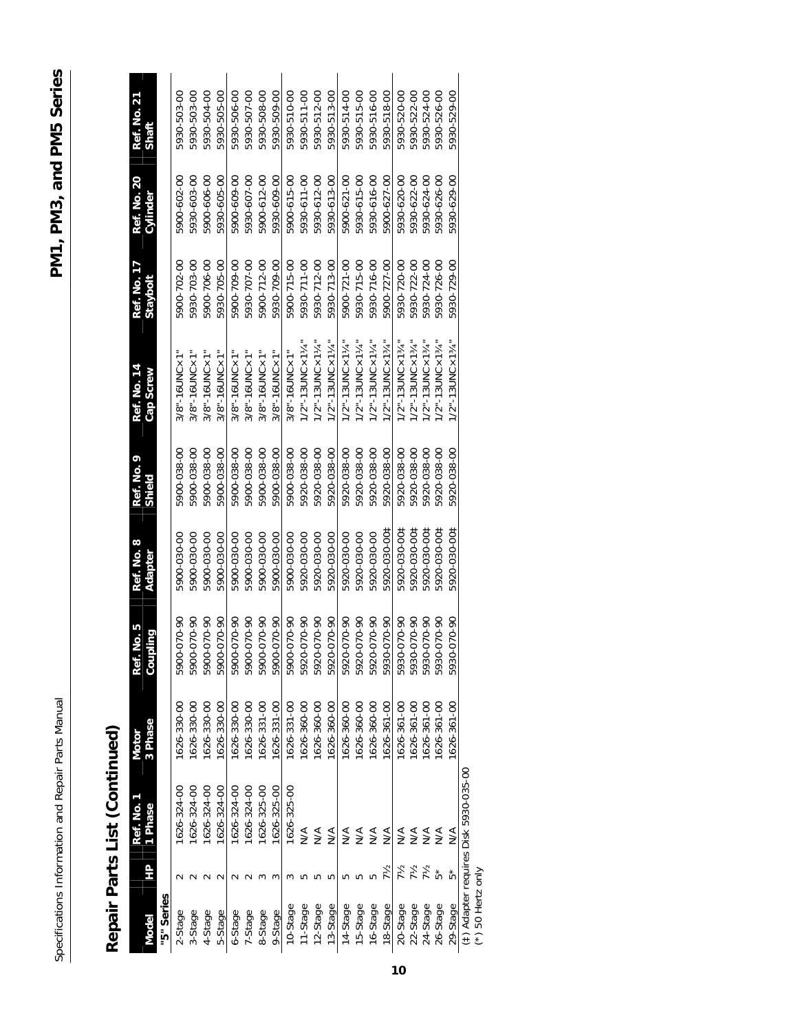## Repair Parts List (Continued)

| Model | HP | Ref. No. 1 1 Phase | Motor 3 Phase | Ref. No. 5 Coupling | Ref. No. 8 Adapter | Ref. No. 9 Shield | Ref. No. 14 Cap Screw | Ref. No. 17 Staybolt | Ref. No. 20 Cylinder | Ref. No. 21 Shaft |
|---|---|---|---|---|---|---|---|---|---|---|
| **"5" Series** | | | | | | | | | | |
| 2-Stage | 2 | 1626-324-00 | 1626-330-00 | 5900-070-90 | 5900-030-00 | 5900-038-00 | 3/8"-16UNC×1" | 5900-702-00 | 5900-602-00 | 5930-503-00 |
| 3-Stage | 2 | 1626-324-00 | 1626-330-00 | 5900-070-90 | 5900-030-00 | 5900-038-00 | 3/8"-16UNC×1" | 5930-703-00 | 5930-603-00 | 5930-503-00 |
| 4-Stage | 2 | 1626-324-00 | 1626-330-00 | 5900-070-90 | 5900-030-00 | 5900-038-00 | 3/8"-16UNC×1" | 5900-706-00 | 5900-606-00 | 5930-504-00 |
| 5-Stage | 2 | 1626-324-00 | 1626-330-00 | 5900-070-90 | 5900-030-00 | 5900-038-00 | 3/8"-16UNC×1" | 5930-705-00 | 5930-605-00 | 5930-505-00 |
| 6-Stage | 2 | 1626-324-00 | 1626-330-00 | 5900-070-90 | 5900-030-00 | 5900-038-00 | 3/8"-16UNC×1" | 5900-709-00 | 5900-609-00 | 5930-506-00 |
| 7-Stage | 2 | 1626-324-00 | 1626-330-00 | 5900-070-90 | 5900-030-00 | 5900-038-00 | 3/8"-16UNC×1" | 5930-707-00 | 5930-607-00 | 5930-507-00 |
| 8-Stage | 3 | 1626-325-00 | 1626-331-00 | 5900-070-90 | 5900-030-00 | 5900-038-00 | 3/8"-16UNC×1" | 5900-712-00 | 5900-612-00 | 5930-508-00 |
| 9-Stage | 3 | 1626-325-00 | 1626-331-00 | 5900-070-90 | 5900-030-00 | 5900-038-00 | 3/8"-16UNC×1" | 5930-709-00 | 5930-609-00 | 5930-509-00 |
| 10-Stage | 3 | 1626-325-00 | 1626-331-00 | 5900-070-90 | 5900-030-00 | 5900-038-00 | 3/8"-16UNC×1" | 5900-715-00 | 5900-615-00 | 5930-510-00 |
| 11-Stage | 5 | N/A | 1626-360-00 | 5920-070-90 | 5920-030-00 | 5920-038-00 | 1/2"-13UNC×1¼" | 5930-711-00 | 5930-611-00 | 5930-511-00 |
| 12-Stage | 5 | N/A | 1626-360-00 | 5920-070-90 | 5920-030-00 | 5920-038-00 | 1/2"-13UNC×1¼" | 5900-712-00 | 5930-612-00 | 5930-512-00 |
| 13-Stage | 5 | N/A | 1626-360-00 | 5920-070-90 | 5920-030-00 | 5920-038-00 | 1/2"-13UNC×1¼" | 5930-713-00 | 5930-613-00 | 5930-513-00 |
| 14-Stage | 5 | N/A | 1626-360-00 | 5920-070-90 | 5920-030-00 | 5920-038-00 | 1/2"-13UNC×1¼" | 5900-721-00 | 5900-621-00 | 5930-514-00 |
| 15-Stage | 5 | N/A | 1626-360-00 | 5920-070-90 | 5920-030-00 | 5920-038-00 | 1/2"-13UNC×1¼" | 5930-715-00 | 5930-615-00 | 5930-515-00 |
| 16-Stage | 5 | N/A | 1626-360-00 | 5920-070-90 | 5920-030-00 | 5920-038-00 | 1/2"-13UNC×1¼" | 5930-716-00 | 5930-616-00 | 5930-516-00 |
| 18-Stage | 7½ | N/A | 1626-361-00 | 5930-070-90 | 5920-030-00‡ | 5920-038-00 | 1/2"-13UNC×1¾" | 5900-727-00 | 5900-627-00 | 5930-518-00 |
| 20-Stage | 7½ | N/A | 1626-361-00 | 5930-070-90 | 5920-030-00‡ | 5920-038-00 | 1/2"-13UNC×1¾" | 5930-720-00 | 5930-620-00 | 5930-520-00 |
| 22-Stage | 7½ | N/A | 1626-361-00 | 5930-070-90 | 5920-030-00‡ | 5920-038-00 | 1/2"-13UNC×1¾" | 5930-722-00 | 5930-622-00 | 5930-522-00 |
| 24-Stage | 7½ | N/A | 1626-361-00 | 5930-070-90 | 5920-030-00‡ | 5920-038-00 | 1/2"-13UNC×1¾" | 5930-724-00 | 5930-624-00 | 5930-524-00 |
| 26-Stage | 5* | N/A | 1626-361-00 | 5930-070-90 | 5920-030-00‡ | 5920-038-00 | 1/2"-13UNC×1¾" | 5930-726-00 | 5930-626-00 | 5930-526-00 |
| 29-Stage | 5* | N/A | 1626-361-00 | 5930-070-90 | 5920-030-00‡ | 5920-038-00 | 1/2"-13UNC×1¾" | 5930-729-00 | 5930-629-00 | 5930-529-00 |

(‡) Adapter requires Disk 5930-035-00
(*) 50 Hertz only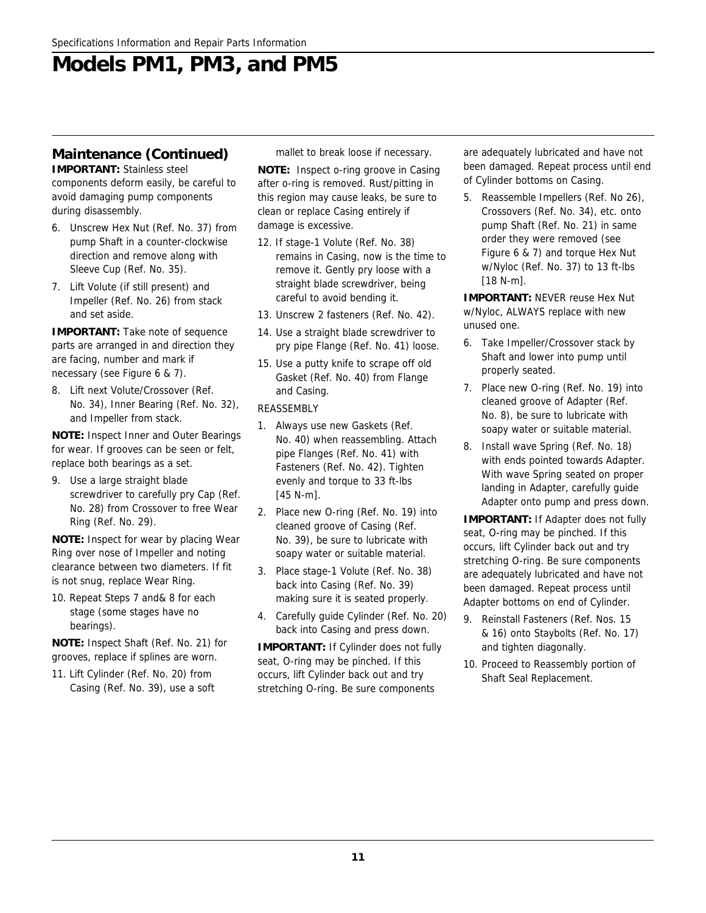# Models PM1, PM3, and PM5

## Maintenance (Continued)

**IMPORTANT:** Stainless steel components deform easily, be careful to avoid damaging pump components during disassembly.

6. Unscrew Hex Nut (Ref. No. 37) from pump Shaft in a counter-clockwise direction and remove along with Sleeve Cup (Ref. No. 35).
7. Lift Volute (if still present) and Impeller (Ref. No. 26) from stack and set aside.

**IMPORTANT:** Take note of sequence parts are arranged in and direction they are facing, number and mark if necessary (see Figure 6 & 7).

8. Lift next Volute/Crossover (Ref. No. 34), Inner Bearing (Ref. No. 32), and Impeller from stack.

**NOTE:** Inspect Inner and Outer Bearings for wear. If grooves can be seen or felt, replace both bearings as a set.

9. Use a large straight blade screwdriver to carefully pry Cap (Ref. No. 28) from Crossover to free Wear Ring (Ref. No. 29).

**NOTE:** Inspect for wear by placing Wear Ring over nose of Impeller and noting clearance between two diameters. If fit is not snug, replace Wear Ring.

10. Repeat Steps 7 and& 8 for each stage (some stages have no bearings).

**NOTE:** Inspect Shaft (Ref. No. 21) for grooves, replace if splines are worn.

11. Lift Cylinder (Ref. No. 20) from Casing (Ref. No. 39), use a soft mallet to break loose if necessary.

**NOTE:** Inspect o-ring groove in Casing after o-ring is removed. Rust/pitting in this region may cause leaks, be sure to clean or replace Casing entirely if damage is excessive.

12. If stage-1 Volute (Ref. No. 38) remains in Casing, now is the time to remove it. Gently pry loose with a straight blade screwdriver, being careful to avoid bending it.
13. Unscrew 2 fasteners (Ref. No. 42).
14. Use a straight blade screwdriver to pry pipe Flange (Ref. No. 41) loose.
15. Use a putty knife to scrape off old Gasket (Ref. No. 40) from Flange and Casing.

REASSEMBLY

1. Always use new Gaskets (Ref. No. 40) when reassembling. Attach pipe Flanges (Ref. No. 41) with Fasteners (Ref. No. 42). Tighten evenly and torque to 33 ft-lbs [45 N-m].
2. Place new O-ring (Ref. No. 19) into cleaned groove of Casing (Ref. No. 39), be sure to lubricate with soapy water or suitable material.
3. Place stage-1 Volute (Ref. No. 38) back into Casing (Ref. No. 39) making sure it is seated properly.
4. Carefully guide Cylinder (Ref. No. 20) back into Casing and press down.

**IMPORTANT:** If Cylinder does not fully seat, O-ring may be pinched. If this occurs, lift Cylinder back out and try stretching O-ring. Be sure components are adequately lubricated and have not been damaged. Repeat process until end of Cylinder bottoms on Casing.

5. Reassemble Impellers (Ref. No 26), Crossovers (Ref. No. 34), etc. onto pump Shaft (Ref. No. 21) in same order they were removed (see Figure 6 & 7) and torque Hex Nut w/Nyloc (Ref. No. 37) to 13 ft-lbs [18 N-m].

**IMPORTANT:** NEVER reuse Hex Nut w/Nyloc, ALWAYS replace with new unused one.

6. Take Impeller/Crossover stack by Shaft and lower into pump until properly seated.
7. Place new O-ring (Ref. No. 19) into cleaned groove of Adapter (Ref. No. 8), be sure to lubricate with soapy water or suitable material.
8. Install wave Spring (Ref. No. 18) with ends pointed towards Adapter. With wave Spring seated on proper landing in Adapter, carefully guide Adapter onto pump and press down.

**IMPORTANT:** If Adapter does not fully seat, O-ring may be pinched. If this occurs, lift Cylinder back out and try stretching O-ring. Be sure components are adequately lubricated and have not been damaged. Repeat process until Adapter bottoms on end of Cylinder.

9. Reinstall Fasteners (Ref. Nos. 15 & 16) onto Staybolts (Ref. No. 17) and tighten diagonally.
10. Proceed to Reassembly portion of Shaft Seal Replacement.